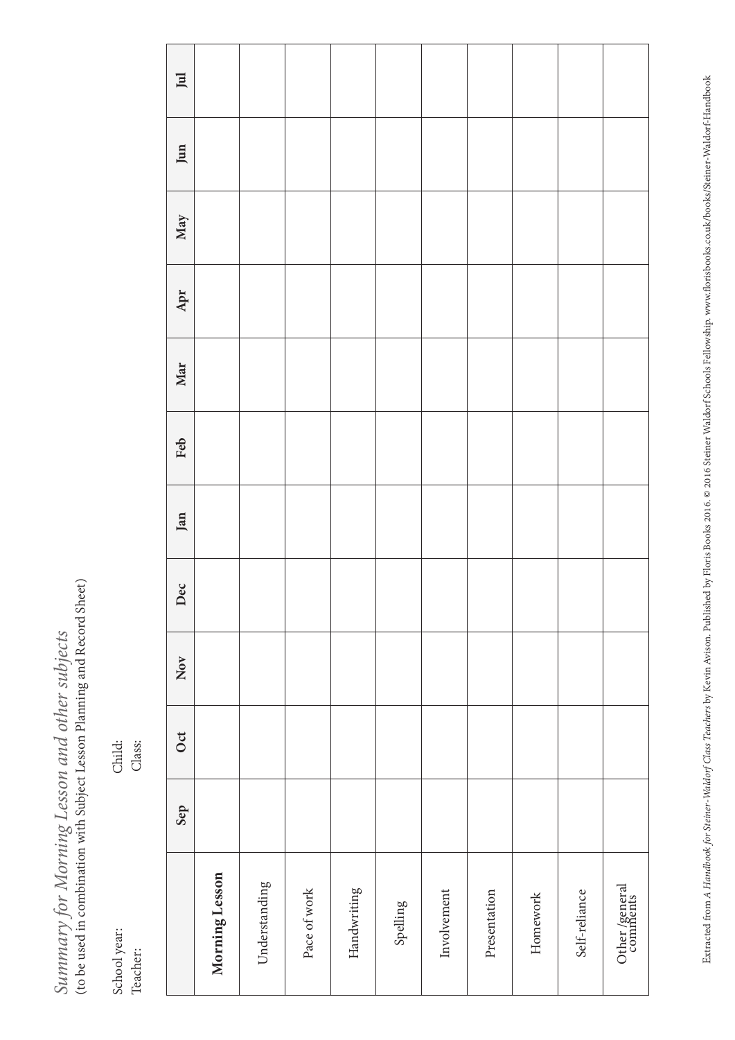*Summary for Morning Lesson and other subjects*
(to be used in combination with Subject Lesson Planning and Record Sheet)

School year: Child:
Teacher: Class:

| | Sep | Oct | Nov | Dec | Jan | Feb | Mar | Apr | May | Jun | Jul |
|---|---|---|---|---|---|---|---|---|---|---|---|
| **Morning Lesson** | | | | | | | | | | | |
| Understanding | | | | | | | | | | | |
| Pace of work | | | | | | | | | | | |
| Handwriting | | | | | | | | | | | |
| Spelling | | | | | | | | | | | |
| Involvement | | | | | | | | | | | |
| Presentation | | | | | | | | | | | |
| Homework | | | | | | | | | | | |
| Self-reliance | | | | | | | | | | | |
| Other /general comments | | | | | | | | | | | |

Extracted from *A Handbook for Steiner-Waldorf Class Teachers* by Kevin Avison. Published by Floris Books 2016. © 2016 Steiner Waldorf Schools Fellowship. www.florisbooks.co.uk/books/Steiner-Waldorf-Handbook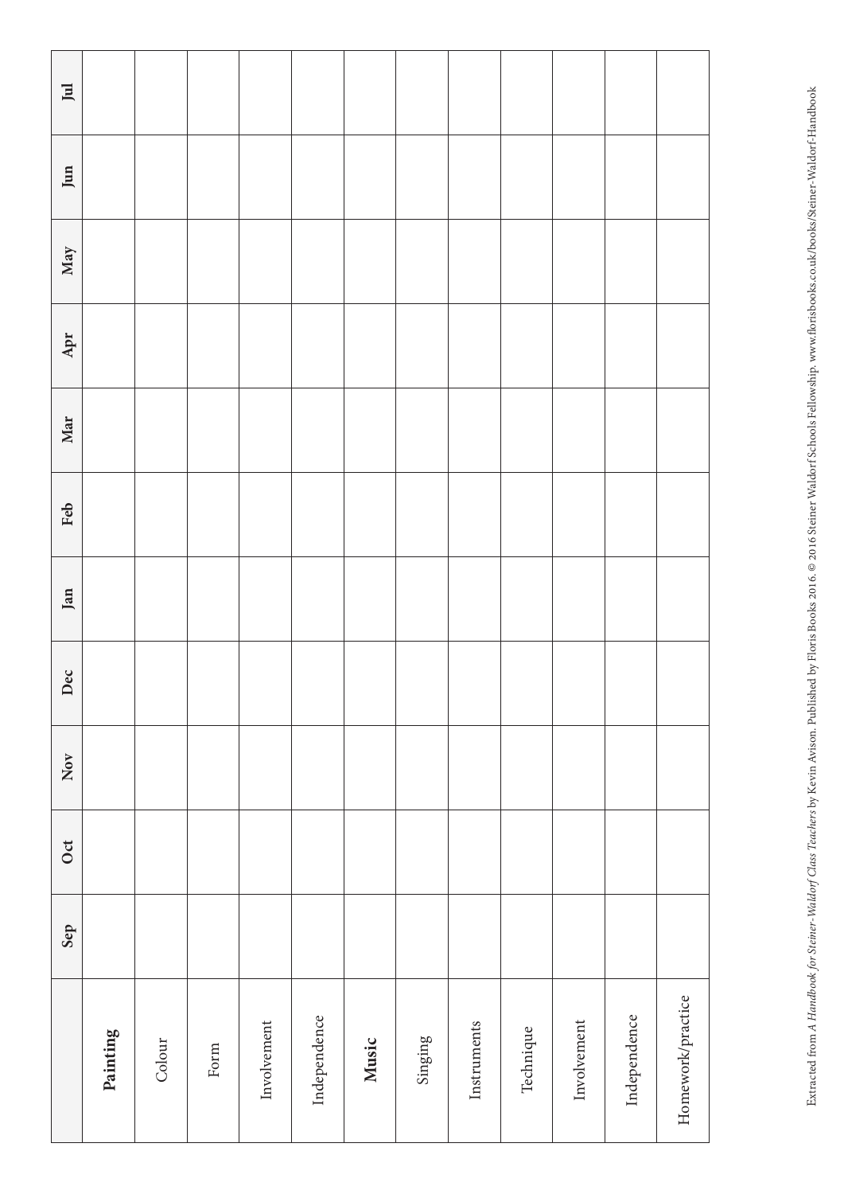| | Sep | Oct | Nov | Dec | Jan | Feb | Mar | Apr | May | Jun | Jul |
|---|---|---|---|---|---|---|---|---|---|---|---|
| **Painting** | | | | | | | | | | | |
| Colour | | | | | | | | | | | |
| Form | | | | | | | | | | | |
| Involvement | | | | | | | | | | | |
| Independence | | | | | | | | | | | |
| **Music** | | | | | | | | | | | |
| Singing | | | | | | | | | | | |
| Instruments | | | | | | | | | | | |
| Technique | | | | | | | | | | | |
| Involvement | | | | | | | | | | | |
| Independence | | | | | | | | | | | |
| Homework/practice | | | | | | | | | | | |

Extracted from *A Handbook for Steiner-Waldorf Class Teachers* by Kevin Avison. Published by Floris Books 2016. © 2016 Steiner Waldorf Schools Fellowship. www.florisbooks.co.uk/books/Steiner-Waldorf-Handbook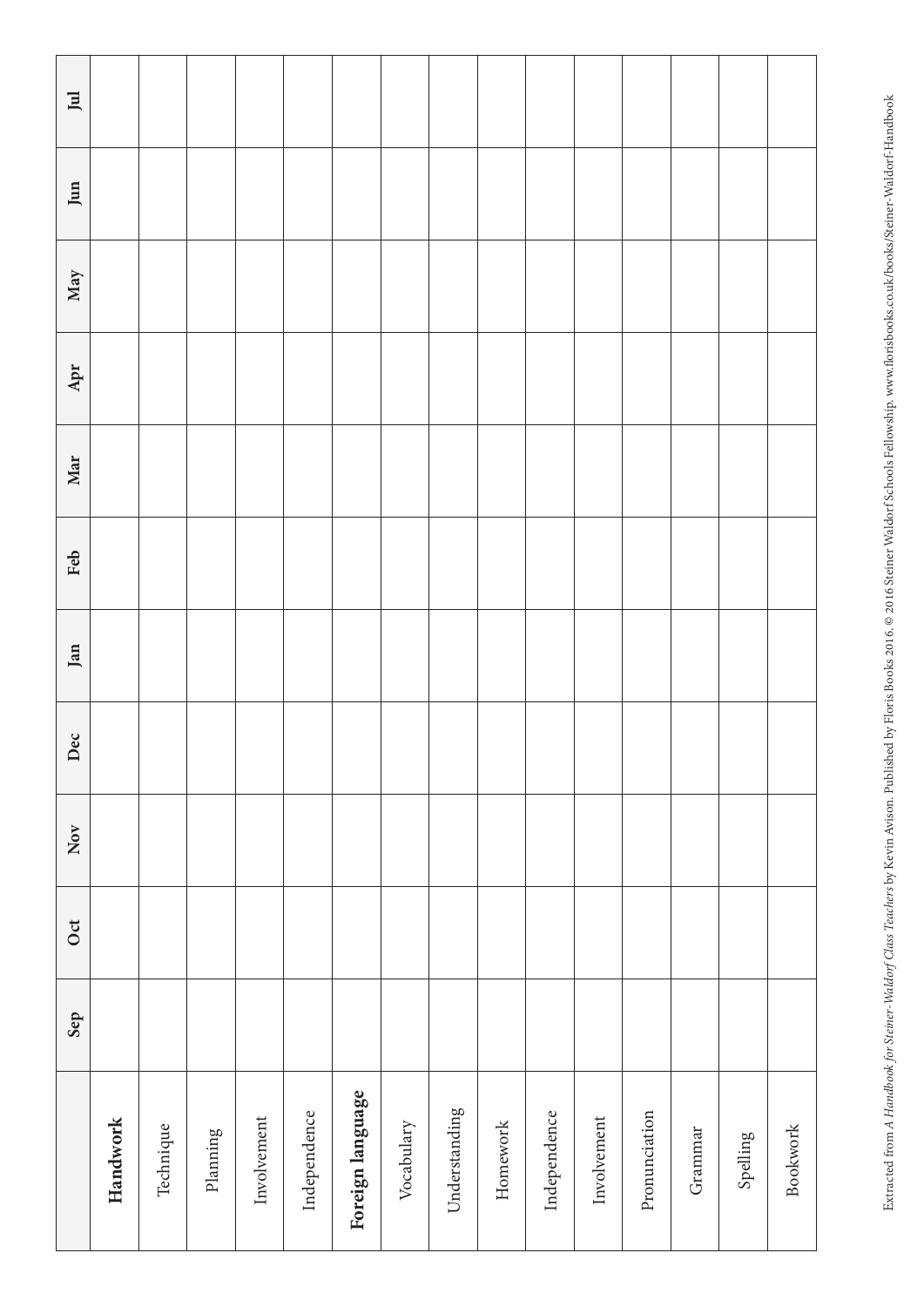| | Sep | Oct | Nov | Dec | Jan | Feb | Mar | Apr | May | Jun | Jul |
|---|---|---|---|---|---|---|---|---|---|---|---|
| **Handwork** | | | | | | | | | | | |
| Technique | | | | | | | | | | | |
| Planning | | | | | | | | | | | |
| Involvement | | | | | | | | | | | |
| Independence | | | | | | | | | | | |
| **Foreign language** | | | | | | | | | | | |
| Vocabulary | | | | | | | | | | | |
| Understanding | | | | | | | | | | | |
| Homework | | | | | | | | | | | |
| Independence | | | | | | | | | | | |
| Involvement | | | | | | | | | | | |
| Pronunciation | | | | | | | | | | | |
| Grammar | | | | | | | | | | | |
| Spelling | | | | | | | | | | | |
| Bookwork | | | | | | | | | | | |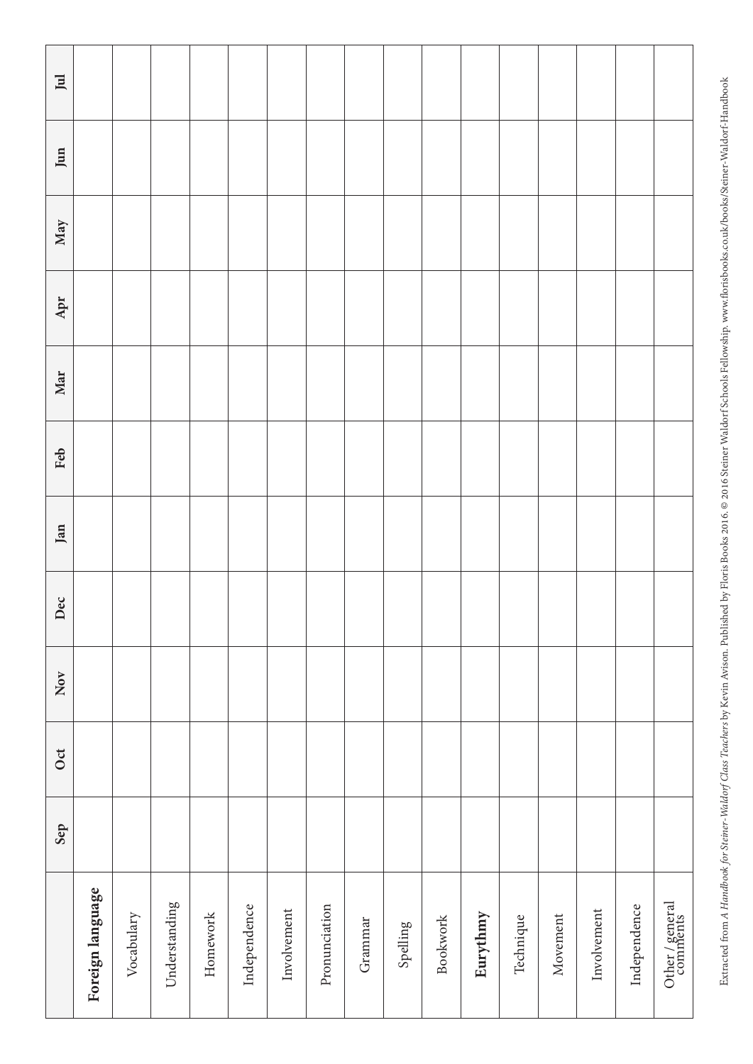|  | Sep | Oct | Nov | Dec | Jan | Feb | Mar | Apr | May | Jun | Jul |
|---|---|---|---|---|---|---|---|---|---|---|---|
| **Foreign language** |  |  |  |  |  |  |  |  |  |  |  |
| Vocabulary |  |  |  |  |  |  |  |  |  |  |  |
| Understanding |  |  |  |  |  |  |  |  |  |  |  |
| Homework |  |  |  |  |  |  |  |  |  |  |  |
| Independence |  |  |  |  |  |  |  |  |  |  |  |
| Involvement |  |  |  |  |  |  |  |  |  |  |  |
| Pronunciation |  |  |  |  |  |  |  |  |  |  |  |
| Grammar |  |  |  |  |  |  |  |  |  |  |  |
| Spelling |  |  |  |  |  |  |  |  |  |  |  |
| Bookwork |  |  |  |  |  |  |  |  |  |  |  |
| **Eurythmy** |  |  |  |  |  |  |  |  |  |  |  |
| Technique |  |  |  |  |  |  |  |  |  |  |  |
| Movement |  |  |  |  |  |  |  |  |  |  |  |
| Involvement |  |  |  |  |  |  |  |  |  |  |  |
| Independence |  |  |  |  |  |  |  |  |  |  |  |
| Other / general comments |  |  |  |  |  |  |  |  |  |  |  |

Extracted from *A Handbook for Steiner-Waldorf Class Teachers* by Kevin Avison. Published by Floris Books 2016. © 2016 Steiner Waldorf Schools Fellowship. www.florisbooks.co.uk/books/Steiner-Waldorf-Handbook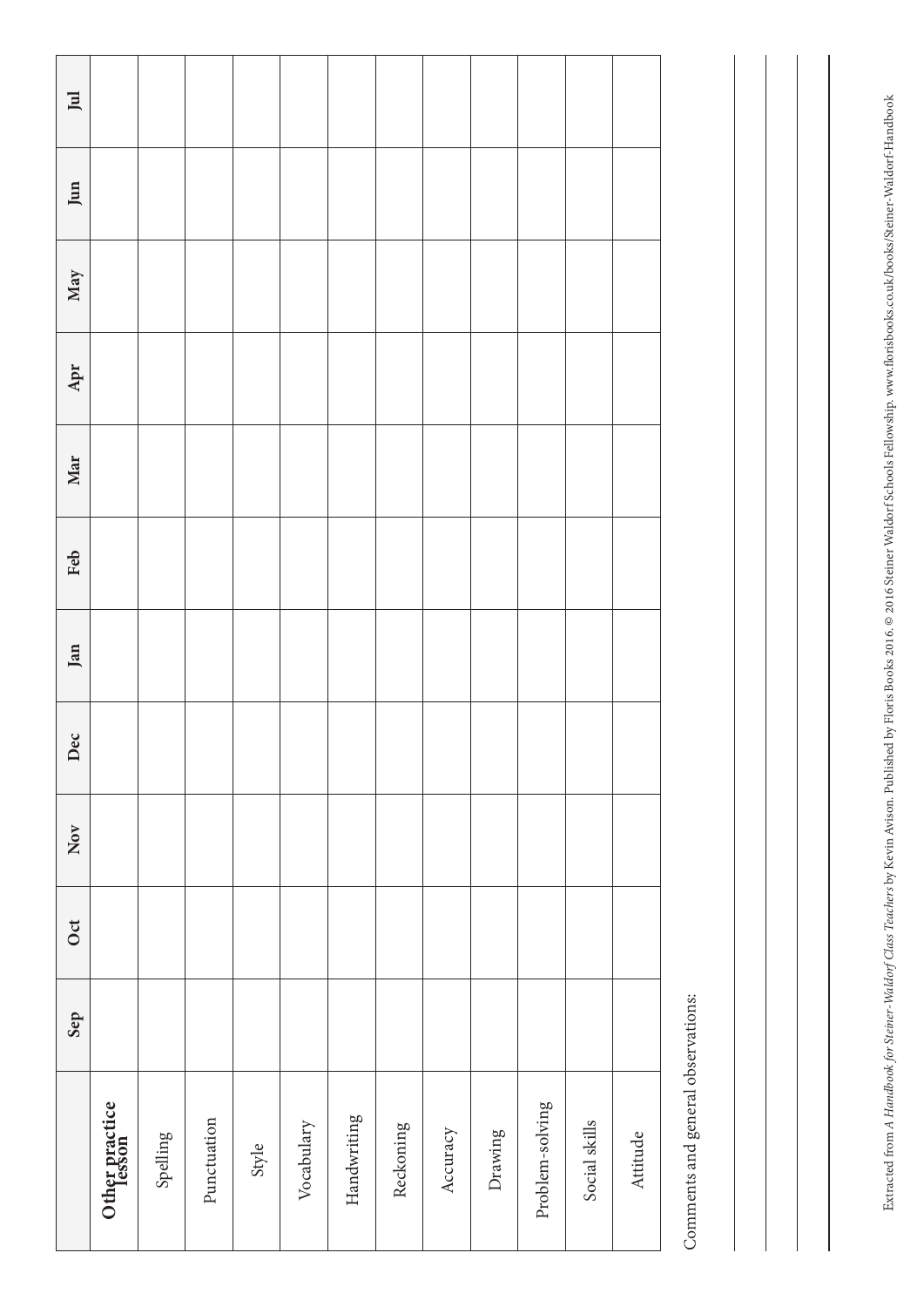| | Sep | Oct | Nov | Dec | Jan | Feb | Mar | Apr | May | Jun | Jul |
|---|---|---|---|---|---|---|---|---|---|---|---|
| **Other practice lesson** | | | | | | | | | | | |
| Spelling | | | | | | | | | | | |
| Punctuation | | | | | | | | | | | |
| Style | | | | | | | | | | | |
| Vocabulary | | | | | | | | | | | |
| Handwriting | | | | | | | | | | | |
| Reckoning | | | | | | | | | | | |
| Accuracy | | | | | | | | | | | |
| Drawing | | | | | | | | | | | |
| Problem-solving | | | | | | | | | | | |
| Social skills | | | | | | | | | | | |
| Attitude | | | | | | | | | | | |

Comments and general observations:

Extracted from *A Handbook for Steiner-Waldorf Class Teachers* by Kevin Avison. Published by Floris Books 2016. © 2016 Steiner Waldorf Schools Fellowship. www.florisbooks.co.uk/books/Steiner-Waldorf-Handbook